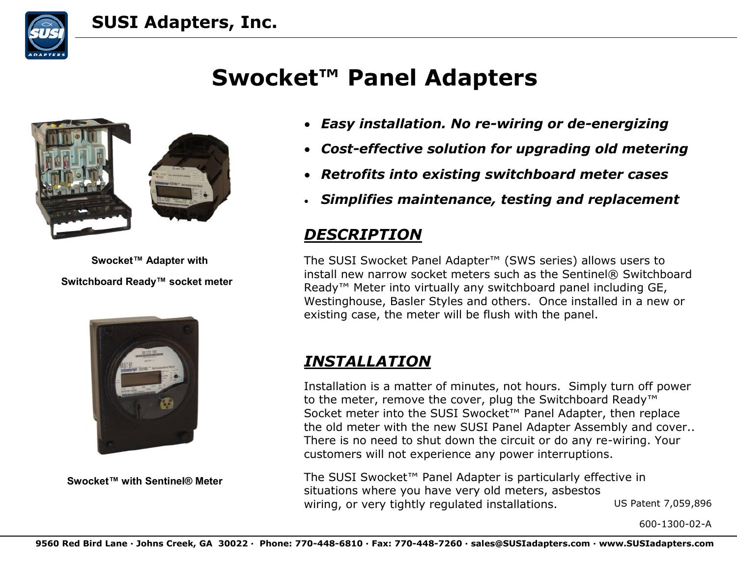# SUSI Adapters, Inc.

# Swocket™ Panel Adapters

Swocket™ Adapter with

Switchboard Ready™ socket meter

Swocket™ with Sentinel® Meter

- ***Easy installation. No re-wiring or de-energizing***
- ***Cost-effective solution for upgrading old metering***
- ***Retrofits into existing switchboard meter cases***
- ***Simplifies maintenance, testing and replacement***

## *DESCRIPTION*

The SUSI Swocket Panel Adapter™ (SWS series) allows users to install new narrow socket meters such as the Sentinel® Switchboard Ready™ Meter into virtually any switchboard panel including GE, Westinghouse, Basler Styles and others. Once installed in a new or existing case, the meter will be flush with the panel.

## *INSTALLATION*

Installation is a matter of minutes, not hours. Simply turn off power to the meter, remove the cover, plug the Switchboard Ready™ Socket meter into the SUSI Swocket™ Panel Adapter, then replace the old meter with the new SUSI Panel Adapter Assembly and cover.. There is no need to shut down the circuit or do any re-wiring. Your customers will not experience any power interruptions.

The SUSI Swocket™ Panel Adapter is particularly effective in situations where you have very old meters, asbestos wiring, or very tightly regulated installations.

US Patent 7,059,896

600-1300-02-A

9560 Red Bird Lane · Johns Creek, GA 30022 · Phone: 770-448-6810 · Fax: 770-448-7260 · sales@SUSIadapters.com · www.SUSIadapters.com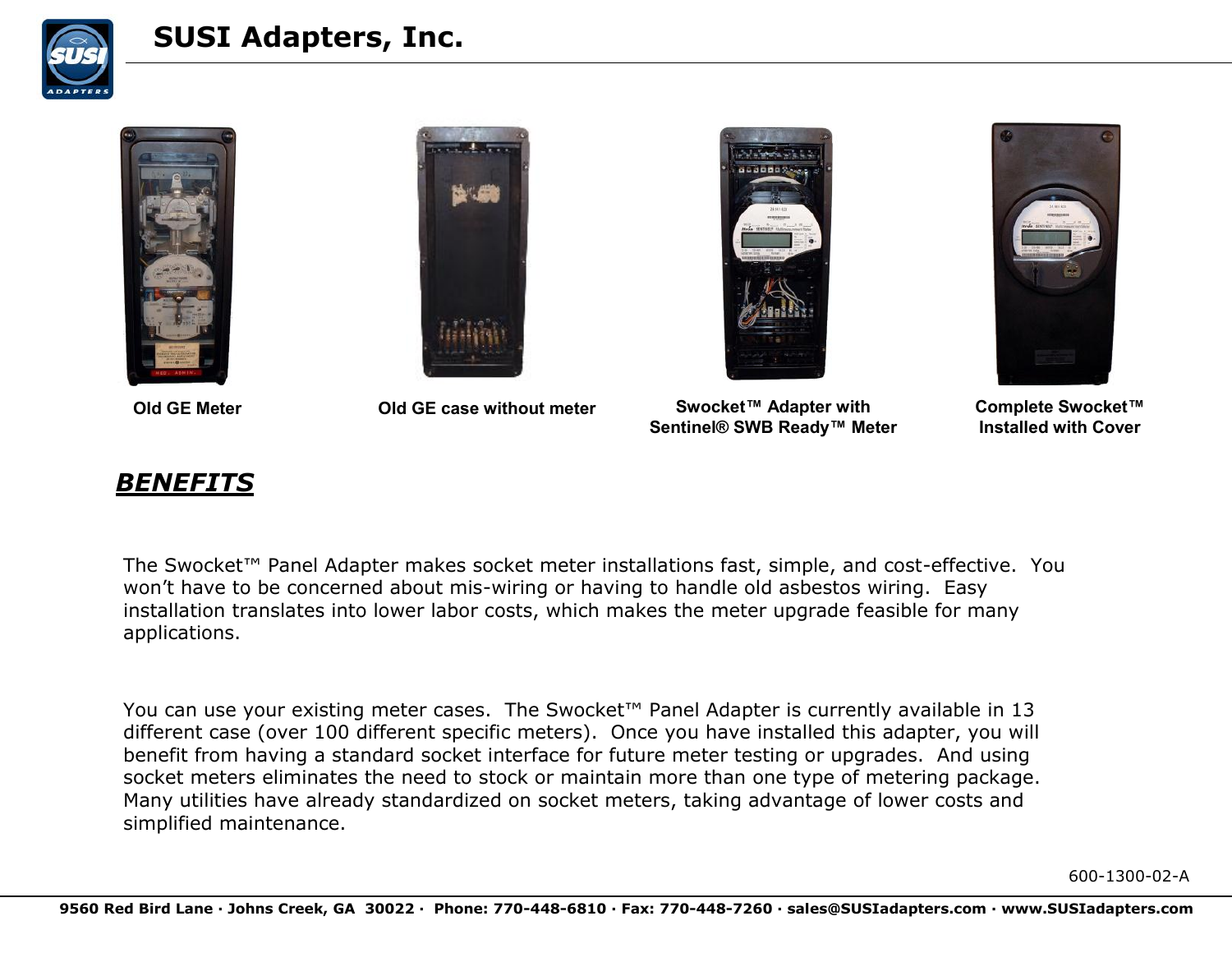# SUSI Adapters, Inc.

Old GE Meter

Old GE case without meter

Swocket™ Adapter with Sentinel® SWB Ready™ Meter

Complete Swocket™ Installed with Cover

## ***BENEFITS***

The Swocket™ Panel Adapter makes socket meter installations fast, simple, and cost-effective. You won't have to be concerned about mis-wiring or having to handle old asbestos wiring. Easy installation translates into lower labor costs, which makes the meter upgrade feasible for many applications.

You can use your existing meter cases. The Swocket™ Panel Adapter is currently available in 13 different case (over 100 different specific meters). Once you have installed this adapter, you will benefit from having a standard socket interface for future meter testing or upgrades. And using socket meters eliminates the need to stock or maintain more than one type of metering package. Many utilities have already standardized on socket meters, taking advantage of lower costs and simplified maintenance.

600-1300-02-A

**9560 Red Bird Lane · Johns Creek, GA 30022 · Phone: 770-448-6810 · Fax: 770-448-7260 · sales@SUSIadapters.com · www.SUSIadapters.com**